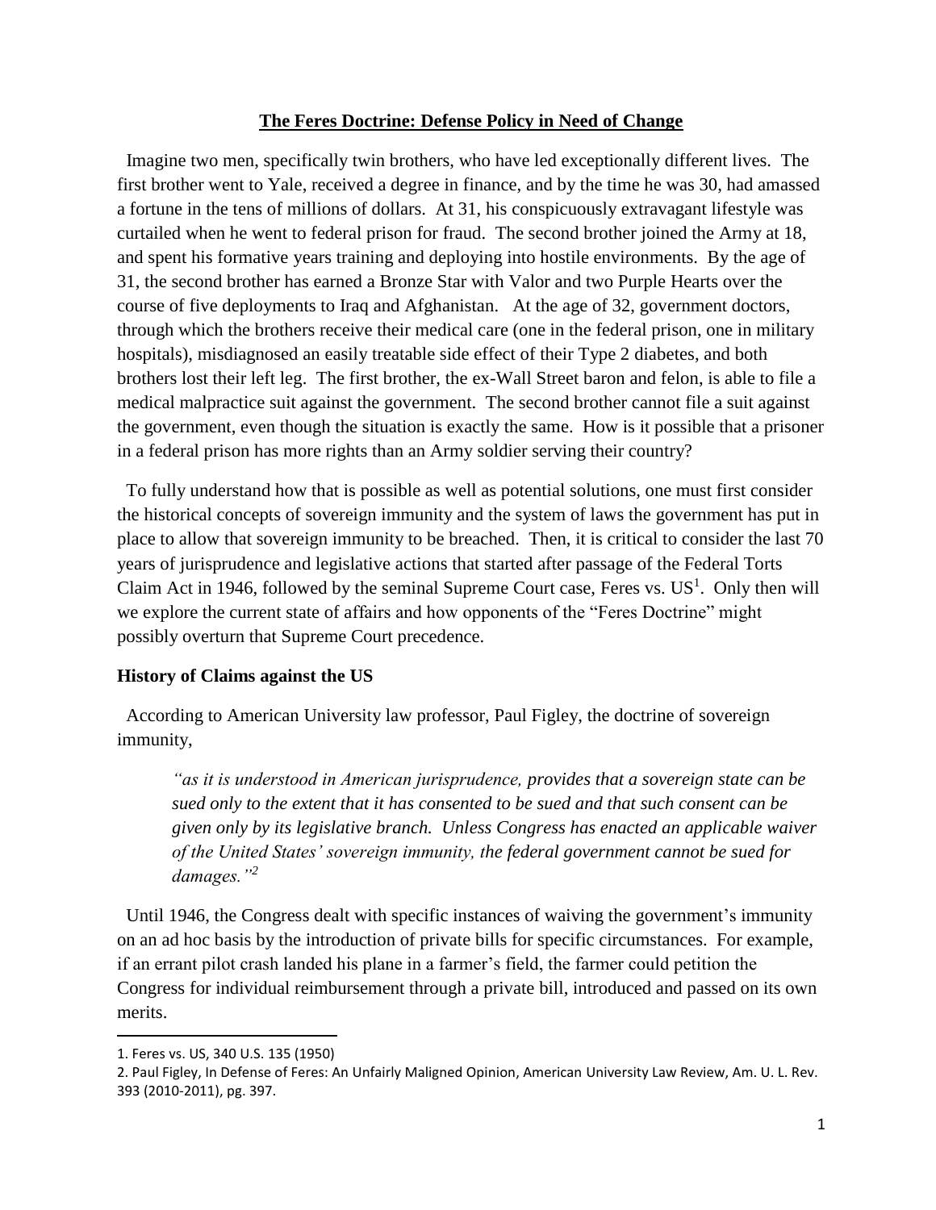# The Feres Doctrine: Defense Policy in Need of Change

Imagine two men, specifically twin brothers, who have led exceptionally different lives. The first brother went to Yale, received a degree in finance, and by the time he was 30, had amassed a fortune in the tens of millions of dollars. At 31, his conspicuously extravagant lifestyle was curtailed when he went to federal prison for fraud. The second brother joined the Army at 18, and spent his formative years training and deploying into hostile environments. By the age of 31, the second brother has earned a Bronze Star with Valor and two Purple Hearts over the course of five deployments to Iraq and Afghanistan. At the age of 32, government doctors, through which the brothers receive their medical care (one in the federal prison, one in military hospitals), misdiagnosed an easily treatable side effect of their Type 2 diabetes, and both brothers lost their left leg. The first brother, the ex-Wall Street baron and felon, is able to file a medical malpractice suit against the government. The second brother cannot file a suit against the government, even though the situation is exactly the same. How is it possible that a prisoner in a federal prison has more rights than an Army soldier serving their country?

To fully understand how that is possible as well as potential solutions, one must first consider the historical concepts of sovereign immunity and the system of laws the government has put in place to allow that sovereign immunity to be breached. Then, it is critical to consider the last 70 years of jurisprudence and legislative actions that started after passage of the Federal Torts Claim Act in 1946, followed by the seminal Supreme Court case, Feres vs. US[1]. Only then will we explore the current state of affairs and how opponents of the "Feres Doctrine" might possibly overturn that Supreme Court precedence.

## History of Claims against the US

According to American University law professor, Paul Figley, the doctrine of sovereign immunity,

> *"as it is understood in American jurisprudence, provides that a sovereign state can be sued only to the extent that it has consented to be sued and that such consent can be given only by its legislative branch. Unless Congress has enacted an applicable waiver of the United States' sovereign immunity, the federal government cannot be sued for damages."*[2]

Until 1946, the Congress dealt with specific instances of waiving the government's immunity on an ad hoc basis by the introduction of private bills for specific circumstances. For example, if an errant pilot crash landed his plane in a farmer's field, the farmer could petition the Congress for individual reimbursement through a private bill, introduced and passed on its own merits.

---

1. Feres vs. US, 340 U.S. 135 (1950)
2. Paul Figley, In Defense of Feres: An Unfairly Maligned Opinion, American University Law Review, Am. U. L. Rev. 393 (2010-2011), pg. 397.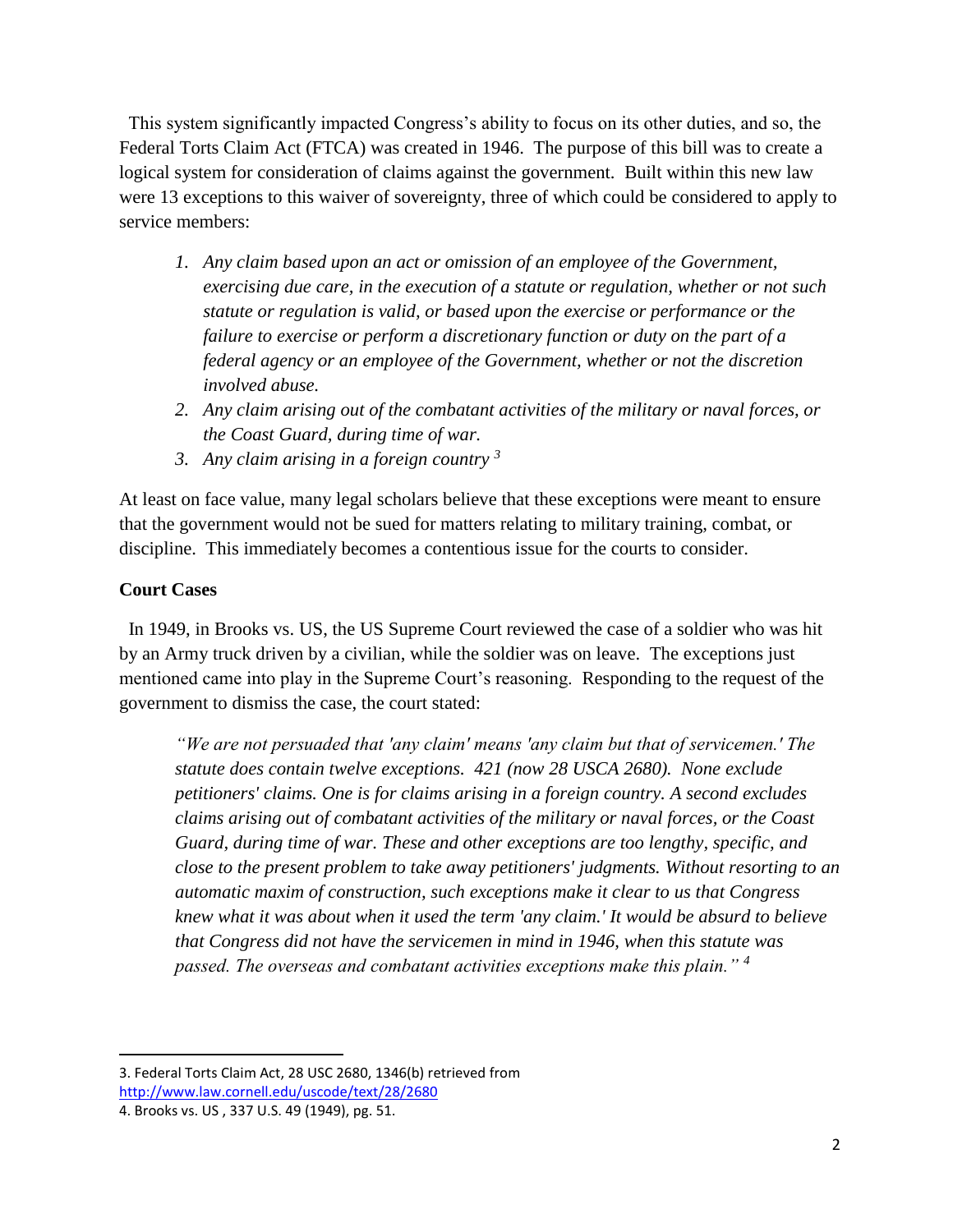This system significantly impacted Congress's ability to focus on its other duties, and so, the Federal Torts Claim Act (FTCA) was created in 1946. The purpose of this bill was to create a logical system for consideration of claims against the government. Built within this new law were 13 exceptions to this waiver of sovereignty, three of which could be considered to apply to service members:

1. *Any claim based upon an act or omission of an employee of the Government, exercising due care, in the execution of a statute or regulation, whether or not such statute or regulation is valid, or based upon the exercise or performance or the failure to exercise or perform a discretionary function or duty on the part of a federal agency or an employee of the Government, whether or not the discretion involved abuse.*
2. *Any claim arising out of the combatant activities of the military or naval forces, or the Coast Guard, during time of war.*
3. *Any claim arising in a foreign country* [3]

At least on face value, many legal scholars believe that these exceptions were meant to ensure that the government would not be sued for matters relating to military training, combat, or discipline. This immediately becomes a contentious issue for the courts to consider.

**Court Cases**

In 1949, in Brooks vs. US, the US Supreme Court reviewed the case of a soldier who was hit by an Army truck driven by a civilian, while the soldier was on leave. The exceptions just mentioned came into play in the Supreme Court's reasoning. Responding to the request of the government to dismiss the case, the court stated:

> *"We are not persuaded that 'any claim' means 'any claim but that of servicemen.' The statute does contain twelve exceptions. 421 (now 28 USCA 2680). None exclude petitioners' claims. One is for claims arising in a foreign country. A second excludes claims arising out of combatant activities of the military or naval forces, or the Coast Guard, during time of war. These and other exceptions are too lengthy, specific, and close to the present problem to take away petitioners' judgments. Without resorting to an automatic maxim of construction, such exceptions make it clear to us that Congress knew what it was about when it used the term 'any claim.' It would be absurd to believe that Congress did not have the servicemen in mind in 1946, when this statute was passed. The overseas and combatant activities exceptions make this plain."* [4]

---

3. Federal Torts Claim Act, 28 USC 2680, 1346(b) retrieved from http://www.law.cornell.edu/uscode/text/28/2680

4. Brooks vs. US , 337 U.S. 49 (1949), pg. 51.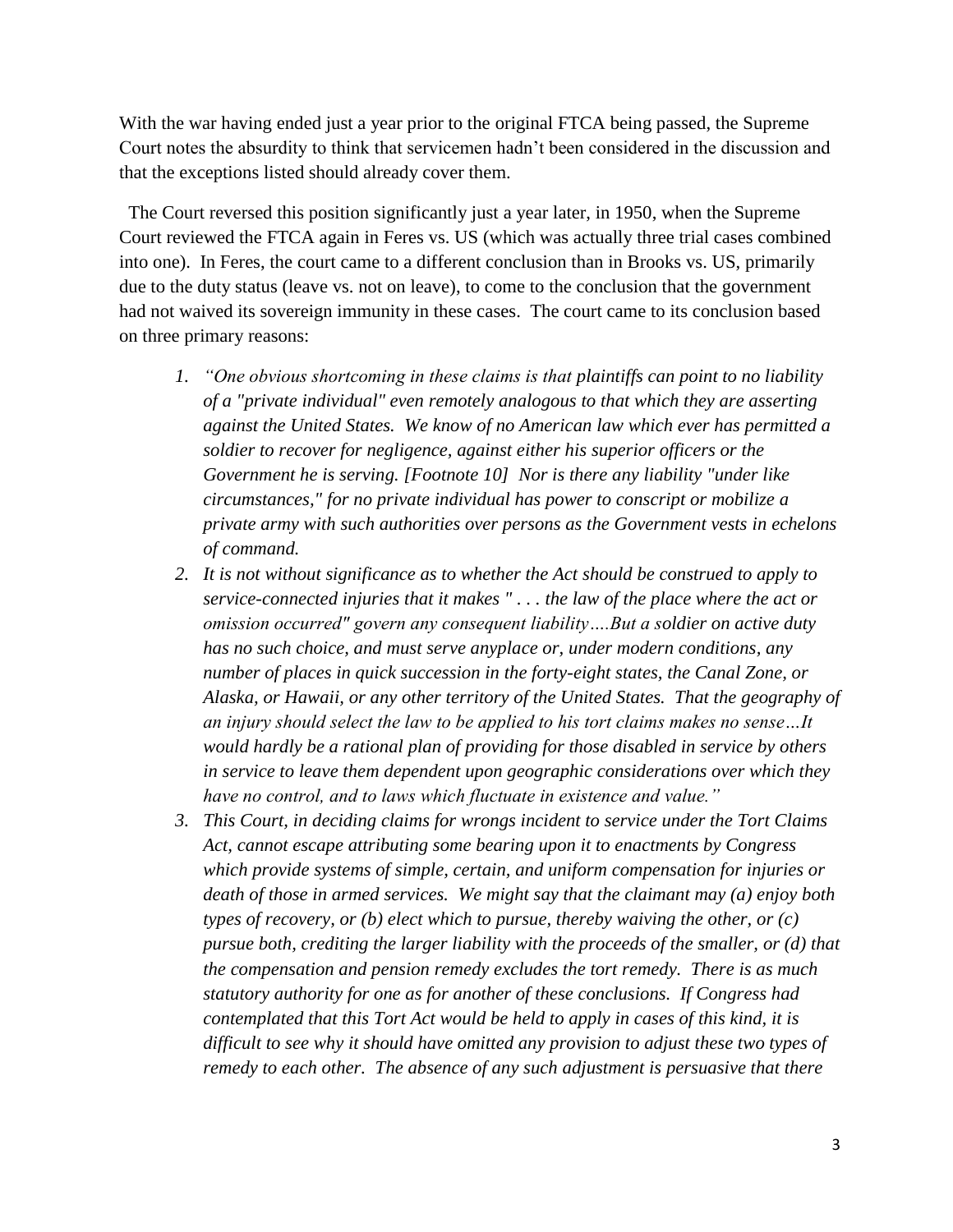With the war having ended just a year prior to the original FTCA being passed, the Supreme Court notes the absurdity to think that servicemen hadn't been considered in the discussion and that the exceptions listed should already cover them.

The Court reversed this position significantly just a year later, in 1950, when the Supreme Court reviewed the FTCA again in Feres vs. US (which was actually three trial cases combined into one). In Feres, the court came to a different conclusion than in Brooks vs. US, primarily due to the duty status (leave vs. not on leave), to come to the conclusion that the government had not waived its sovereign immunity in these cases. The court came to its conclusion based on three primary reasons:

1. *"One obvious shortcoming in these claims is that plaintiffs can point to no liability of a "private individual" even remotely analogous to that which they are asserting against the United States. We know of no American law which ever has permitted a soldier to recover for negligence, against either his superior officers or the Government he is serving. [Footnote 10] Nor is there any liability "under like circumstances," for no private individual has power to conscript or mobilize a private army with such authorities over persons as the Government vests in echelons of command.*
2. *It is not without significance as to whether the Act should be construed to apply to service-connected injuries that it makes " . . . the law of the place where the act or omission occurred" govern any consequent liability….But a soldier on active duty has no such choice, and must serve anyplace or, under modern conditions, any number of places in quick succession in the forty-eight states, the Canal Zone, or Alaska, or Hawaii, or any other territory of the United States. That the geography of an injury should select the law to be applied to his tort claims makes no sense…It would hardly be a rational plan of providing for those disabled in service by others in service to leave them dependent upon geographic considerations over which they have no control, and to laws which fluctuate in existence and value."*
3. *This Court, in deciding claims for wrongs incident to service under the Tort Claims Act, cannot escape attributing some bearing upon it to enactments by Congress which provide systems of simple, certain, and uniform compensation for injuries or death of those in armed services. We might say that the claimant may (a) enjoy both types of recovery, or (b) elect which to pursue, thereby waiving the other, or (c) pursue both, crediting the larger liability with the proceeds of the smaller, or (d) that the compensation and pension remedy excludes the tort remedy. There is as much statutory authority for one as for another of these conclusions. If Congress had contemplated that this Tort Act would be held to apply in cases of this kind, it is difficult to see why it should have omitted any provision to adjust these two types of remedy to each other. The absence of any such adjustment is persuasive that there*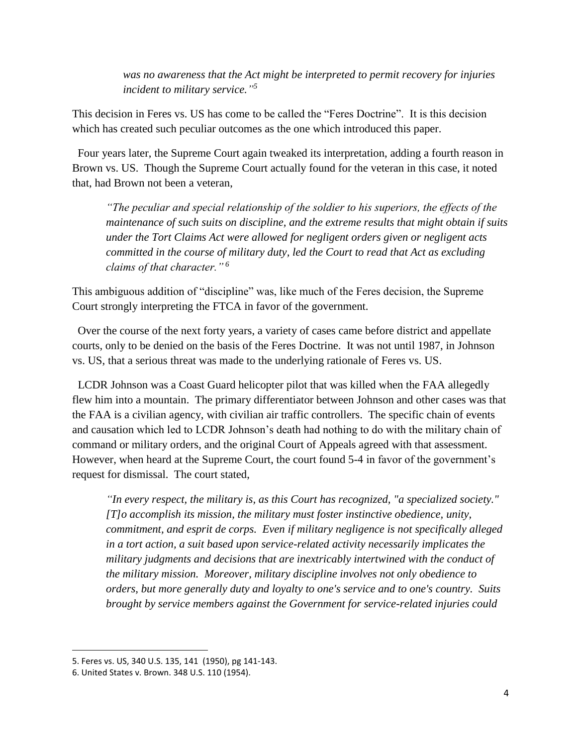> *was no awareness that the Act might be interpreted to permit recovery for injuries incident to military service."*[5]

This decision in Feres vs. US has come to be called the "Feres Doctrine". It is this decision which has created such peculiar outcomes as the one which introduced this paper.

Four years later, the Supreme Court again tweaked its interpretation, adding a fourth reason in Brown vs. US. Though the Supreme Court actually found for the veteran in this case, it noted that, had Brown not been a veteran,

> *"The peculiar and special relationship of the soldier to his superiors, the effects of the maintenance of such suits on discipline, and the extreme results that might obtain if suits under the Tort Claims Act were allowed for negligent orders given or negligent acts committed in the course of military duty, led the Court to read that Act as excluding claims of that character."*[6]

This ambiguous addition of "discipline" was, like much of the Feres decision, the Supreme Court strongly interpreting the FTCA in favor of the government.

Over the course of the next forty years, a variety of cases came before district and appellate courts, only to be denied on the basis of the Feres Doctrine. It was not until 1987, in Johnson vs. US, that a serious threat was made to the underlying rationale of Feres vs. US.

LCDR Johnson was a Coast Guard helicopter pilot that was killed when the FAA allegedly flew him into a mountain. The primary differentiator between Johnson and other cases was that the FAA is a civilian agency, with civilian air traffic controllers. The specific chain of events and causation which led to LCDR Johnson's death had nothing to do with the military chain of command or military orders, and the original Court of Appeals agreed with that assessment. However, when heard at the Supreme Court, the court found 5-4 in favor of the government's request for dismissal. The court stated,

> *"In every respect, the military is, as this Court has recognized, "a specialized society." [T]o accomplish its mission, the military must foster instinctive obedience, unity, commitment, and esprit de corps. Even if military negligence is not specifically alleged in a tort action, a suit based upon service-related activity necessarily implicates the military judgments and decisions that are inextricably intertwined with the conduct of the military mission. Moreover, military discipline involves not only obedience to orders, but more generally duty and loyalty to one's service and to one's country. Suits brought by service members against the Government for service-related injuries could*

---

5. Feres vs. US, 340 U.S. 135, 141 (1950), pg 141-143.

6. United States v. Brown. 348 U.S. 110 (1954).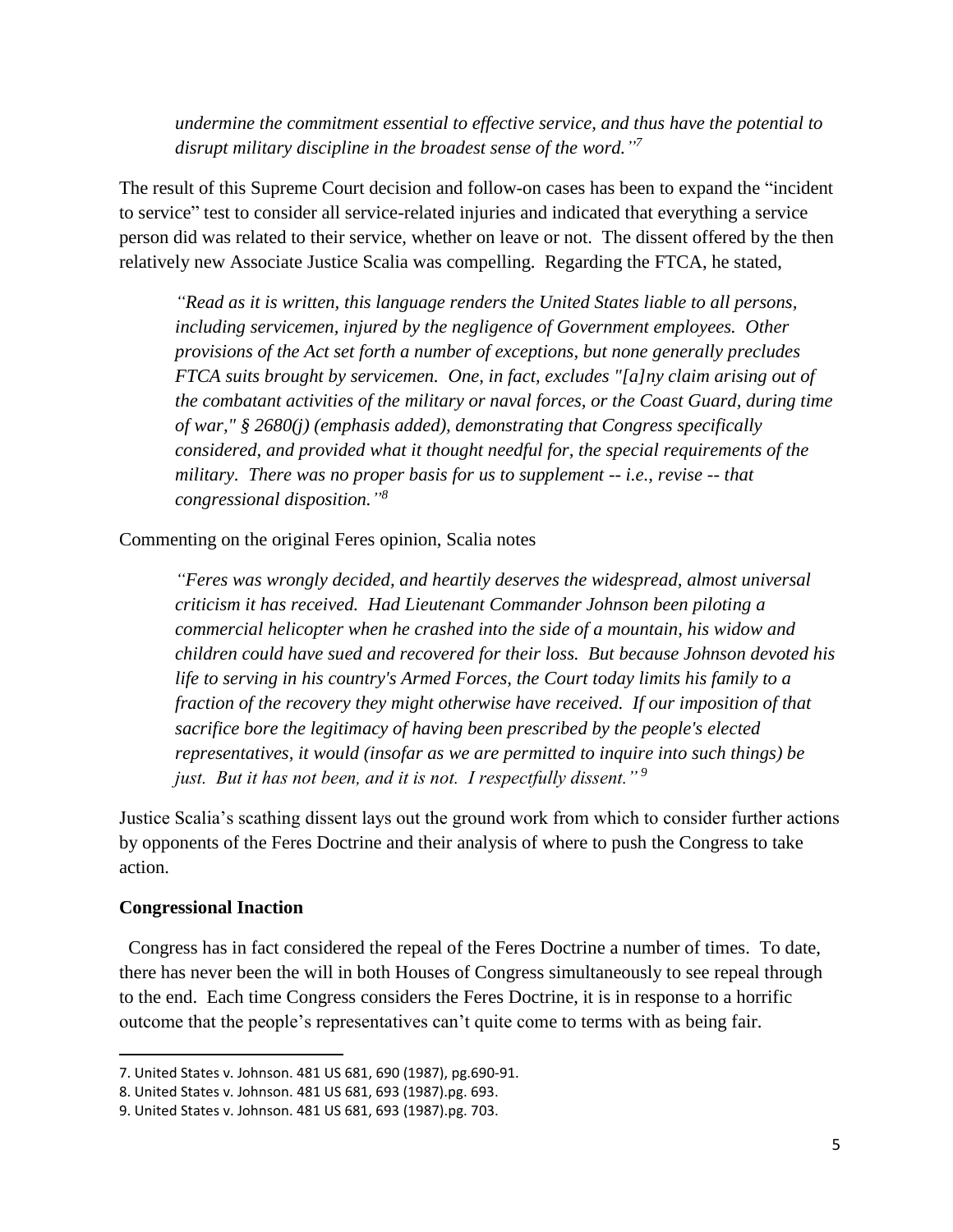*undermine the commitment essential to effective service, and thus have the potential to disrupt military discipline in the broadest sense of the word."*[7]

The result of this Supreme Court decision and follow-on cases has been to expand the "incident to service" test to consider all service-related injuries and indicated that everything a service person did was related to their service, whether on leave or not. The dissent offered by the then relatively new Associate Justice Scalia was compelling. Regarding the FTCA, he stated,

> *"Read as it is written, this language renders the United States liable to all persons, including servicemen, injured by the negligence of Government employees. Other provisions of the Act set forth a number of exceptions, but none generally precludes FTCA suits brought by servicemen. One, in fact, excludes "[a]ny claim arising out of the combatant activities of the military or naval forces, or the Coast Guard, during time of war," § 2680(j) (emphasis added), demonstrating that Congress specifically considered, and provided what it thought needful for, the special requirements of the military. There was no proper basis for us to supplement -- i.e., revise -- that congressional disposition."*[8]

Commenting on the original Feres opinion, Scalia notes

> *"Feres was wrongly decided, and heartily deserves the widespread, almost universal criticism it has received. Had Lieutenant Commander Johnson been piloting a commercial helicopter when he crashed into the side of a mountain, his widow and children could have sued and recovered for their loss. But because Johnson devoted his life to serving in his country's Armed Forces, the Court today limits his family to a fraction of the recovery they might otherwise have received. If our imposition of that sacrifice bore the legitimacy of having been prescribed by the people's elected representatives, it would (insofar as we are permitted to inquire into such things) be just. But it has not been, and it is not. I respectfully dissent."* [9]

Justice Scalia's scathing dissent lays out the ground work from which to consider further actions by opponents of the Feres Doctrine and their analysis of where to push the Congress to take action.

**Congressional Inaction**

Congress has in fact considered the repeal of the Feres Doctrine a number of times. To date, there has never been the will in both Houses of Congress simultaneously to see repeal through to the end. Each time Congress considers the Feres Doctrine, it is in response to a horrific outcome that the people's representatives can't quite come to terms with as being fair.

---

7. United States v. Johnson. 481 US 681, 690 (1987), pg.690-91.
8. United States v. Johnson. 481 US 681, 693 (1987).pg. 693.
9. United States v. Johnson. 481 US 681, 693 (1987).pg. 703.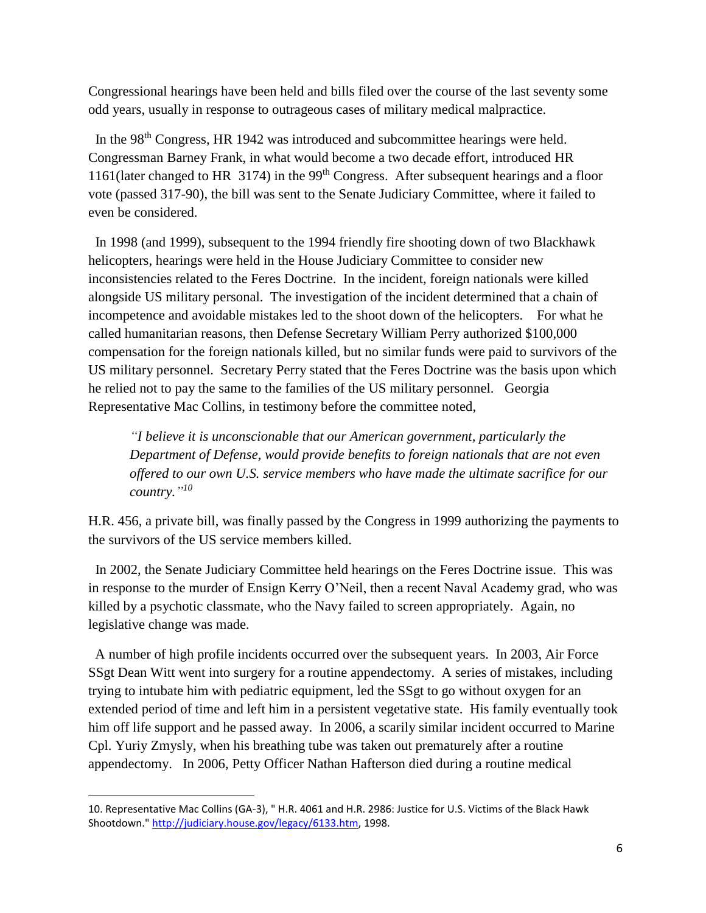Congressional hearings have been held and bills filed over the course of the last seventy some odd years, usually in response to outrageous cases of military medical malpractice.

In the 98th Congress, HR 1942 was introduced and subcommittee hearings were held. Congressman Barney Frank, in what would become a two decade effort, introduced HR 1161(later changed to HR 3174) in the 99th Congress. After subsequent hearings and a floor vote (passed 317-90), the bill was sent to the Senate Judiciary Committee, where it failed to even be considered.

In 1998 (and 1999), subsequent to the 1994 friendly fire shooting down of two Blackhawk helicopters, hearings were held in the House Judiciary Committee to consider new inconsistencies related to the Feres Doctrine. In the incident, foreign nationals were killed alongside US military personal. The investigation of the incident determined that a chain of incompetence and avoidable mistakes led to the shoot down of the helicopters. For what he called humanitarian reasons, then Defense Secretary William Perry authorized $100,000 compensation for the foreign nationals killed, but no similar funds were paid to survivors of the US military personnel. Secretary Perry stated that the Feres Doctrine was the basis upon which he relied not to pay the same to the families of the US military personnel. Georgia Representative Mac Collins, in testimony before the committee noted,

> *"I believe it is unconscionable that our American government, particularly the Department of Defense, would provide benefits to foreign nationals that are not even offered to our own U.S. service members who have made the ultimate sacrifice for our country."*[10]

H.R. 456, a private bill, was finally passed by the Congress in 1999 authorizing the payments to the survivors of the US service members killed.

In 2002, the Senate Judiciary Committee held hearings on the Feres Doctrine issue. This was in response to the murder of Ensign Kerry O'Neil, then a recent Naval Academy grad, who was killed by a psychotic classmate, who the Navy failed to screen appropriately. Again, no legislative change was made.

A number of high profile incidents occurred over the subsequent years. In 2003, Air Force SSgt Dean Witt went into surgery for a routine appendectomy. A series of mistakes, including trying to intubate him with pediatric equipment, led the SSgt to go without oxygen for an extended period of time and left him in a persistent vegetative state. His family eventually took him off life support and he passed away. In 2006, a scarily similar incident occurred to Marine Cpl. Yuriy Zmysly, when his breathing tube was taken out prematurely after a routine appendectomy. In 2006, Petty Officer Nathan Hafterson died during a routine medical

---

10. Representative Mac Collins (GA-3), " H.R. 4061 and H.R. 2986: Justice for U.S. Victims of the Black Hawk Shootdown." http://judiciary.house.gov/legacy/6133.htm, 1998.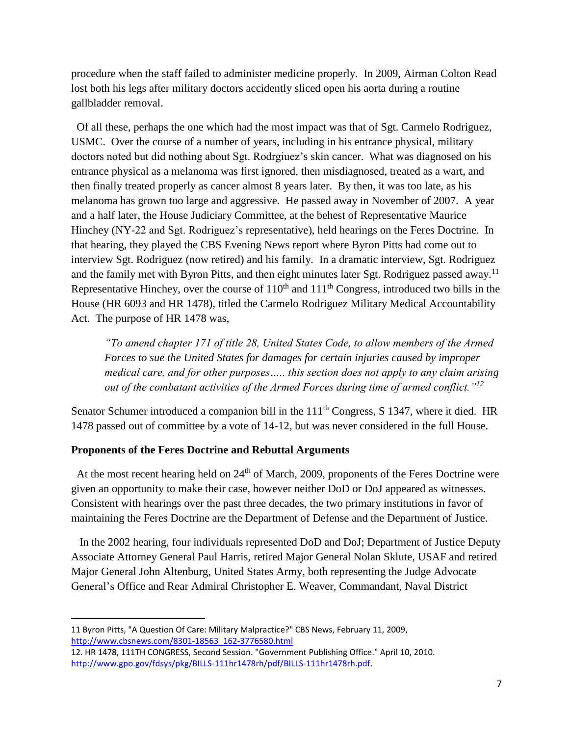procedure when the staff failed to administer medicine properly. In 2009, Airman Colton Read lost both his legs after military doctors accidently sliced open his aorta during a routine gallbladder removal.

Of all these, perhaps the one which had the most impact was that of Sgt. Carmelo Rodriguez, USMC. Over the course of a number of years, including in his entrance physical, military doctors noted but did nothing about Sgt. Rodrgiuez's skin cancer. What was diagnosed on his entrance physical as a melanoma was first ignored, then misdiagnosed, treated as a wart, and then finally treated properly as cancer almost 8 years later. By then, it was too late, as his melanoma has grown too large and aggressive. He passed away in November of 2007. A year and a half later, the House Judiciary Committee, at the behest of Representative Maurice Hinchey (NY-22 and Sgt. Rodriguez's representative), held hearings on the Feres Doctrine. In that hearing, they played the CBS Evening News report where Byron Pitts had come out to interview Sgt. Rodriguez (now retired) and his family. In a dramatic interview, Sgt. Rodriguez and the family met with Byron Pitts, and then eight minutes later Sgt. Rodriguez passed away.[11] Representative Hinchey, over the course of 110th and 111th Congress, introduced two bills in the House (HR 6093 and HR 1478), titled the Carmelo Rodriguez Military Medical Accountability Act. The purpose of HR 1478 was,

> *"To amend chapter 171 of title 28, United States Code, to allow members of the Armed Forces to sue the United States for damages for certain injuries caused by improper medical care, and for other purposes….. this section does not apply to any claim arising out of the combatant activities of the Armed Forces during time of armed conflict."*[12]

Senator Schumer introduced a companion bill in the 111th Congress, S 1347, where it died. HR 1478 passed out of committee by a vote of 14-12, but was never considered in the full House.

**Proponents of the Feres Doctrine and Rebuttal Arguments**

At the most recent hearing held on 24th of March, 2009, proponents of the Feres Doctrine were given an opportunity to make their case, however neither DoD or DoJ appeared as witnesses. Consistent with hearings over the past three decades, the two primary institutions in favor of maintaining the Feres Doctrine are the Department of Defense and the Department of Justice.

In the 2002 hearing, four individuals represented DoD and DoJ; Department of Justice Deputy Associate Attorney General Paul Harris, retired Major General Nolan Sklute, USAF and retired Major General John Altenburg, United States Army, both representing the Judge Advocate General's Office and Rear Admiral Christopher E. Weaver, Commandant, Naval District

---

11 Byron Pitts, "A Question Of Care: Military Malpractice?" CBS News, February 11, 2009, http://www.cbsnews.com/8301-18563_162-3776580.html

12. HR 1478, 111TH CONGRESS, Second Session. "Government Publishing Office." April 10, 2010. http://www.gpo.gov/fdsys/pkg/BILLS-111hr1478rh/pdf/BILLS-111hr1478rh.pdf.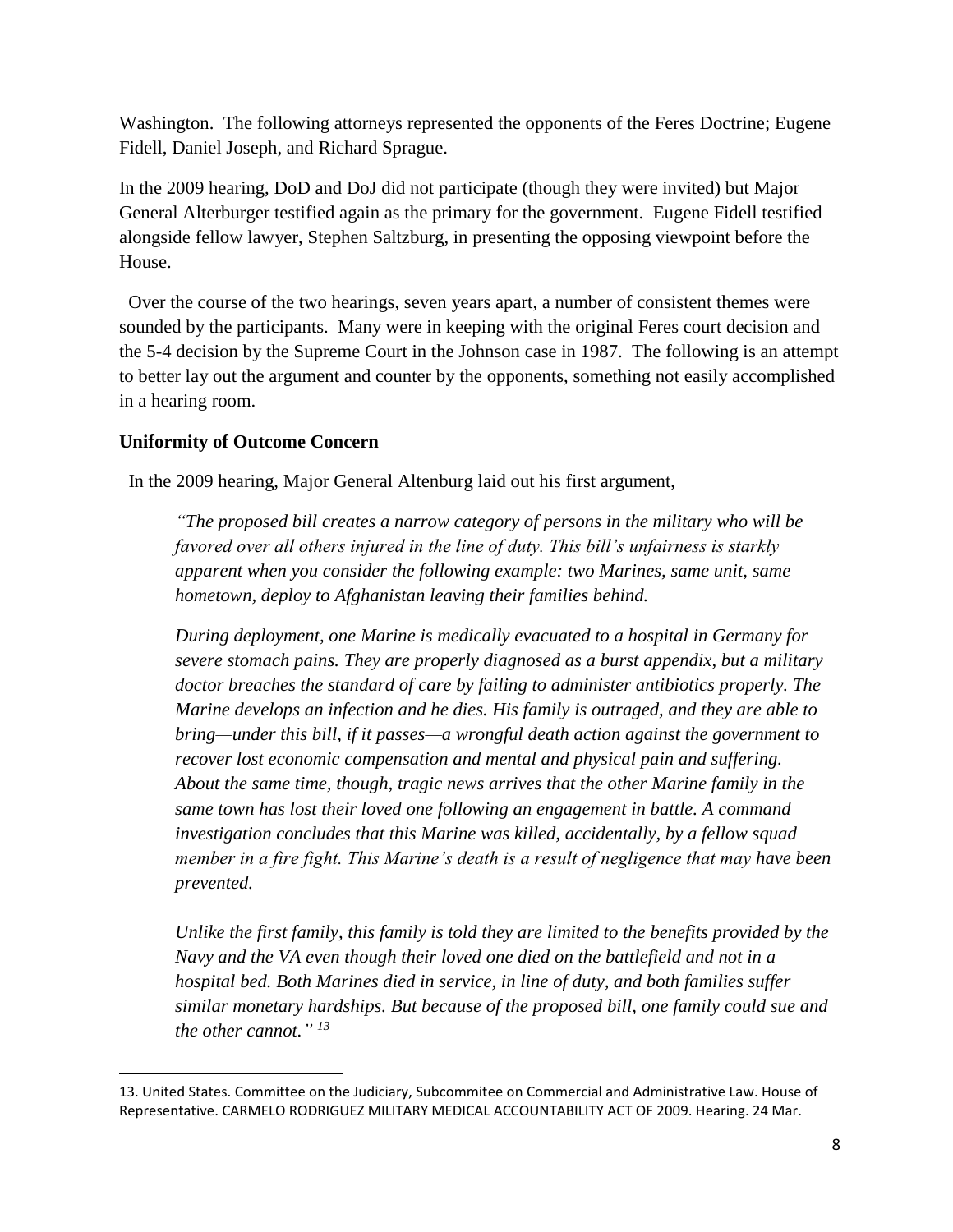Washington. The following attorneys represented the opponents of the Feres Doctrine; Eugene Fidell, Daniel Joseph, and Richard Sprague.

In the 2009 hearing, DoD and DoJ did not participate (though they were invited) but Major General Alterburger testified again as the primary for the government. Eugene Fidell testified alongside fellow lawyer, Stephen Saltzburg, in presenting the opposing viewpoint before the House.

Over the course of the two hearings, seven years apart, a number of consistent themes were sounded by the participants. Many were in keeping with the original Feres court decision and the 5-4 decision by the Supreme Court in the Johnson case in 1987. The following is an attempt to better lay out the argument and counter by the opponents, something not easily accomplished in a hearing room.

**Uniformity of Outcome Concern**

In the 2009 hearing, Major General Altenburg laid out his first argument,

> *"The proposed bill creates a narrow category of persons in the military who will be favored over all others injured in the line of duty. This bill's unfairness is starkly apparent when you consider the following example: two Marines, same unit, same hometown, deploy to Afghanistan leaving their families behind.*
>
> *During deployment, one Marine is medically evacuated to a hospital in Germany for severe stomach pains. They are properly diagnosed as a burst appendix, but a military doctor breaches the standard of care by failing to administer antibiotics properly. The Marine develops an infection and he dies. His family is outraged, and they are able to bring—under this bill, if it passes—a wrongful death action against the government to recover lost economic compensation and mental and physical pain and suffering. About the same time, though, tragic news arrives that the other Marine family in the same town has lost their loved one following an engagement in battle. A command investigation concludes that this Marine was killed, accidentally, by a fellow squad member in a fire fight. This Marine's death is a result of negligence that may have been prevented.*
>
> *Unlike the first family, this family is told they are limited to the benefits provided by the Navy and the VA even though their loved one died on the battlefield and not in a hospital bed. Both Marines died in service, in line of duty, and both families suffer similar monetary hardships. But because of the proposed bill, one family could sue and the other cannot."* [13]

---

13. United States. Committee on the Judiciary, Subcommitee on Commercial and Administrative Law. House of Representative. CARMELO RODRIGUEZ MILITARY MEDICAL ACCOUNTABILITY ACT OF 2009. Hearing. 24 Mar.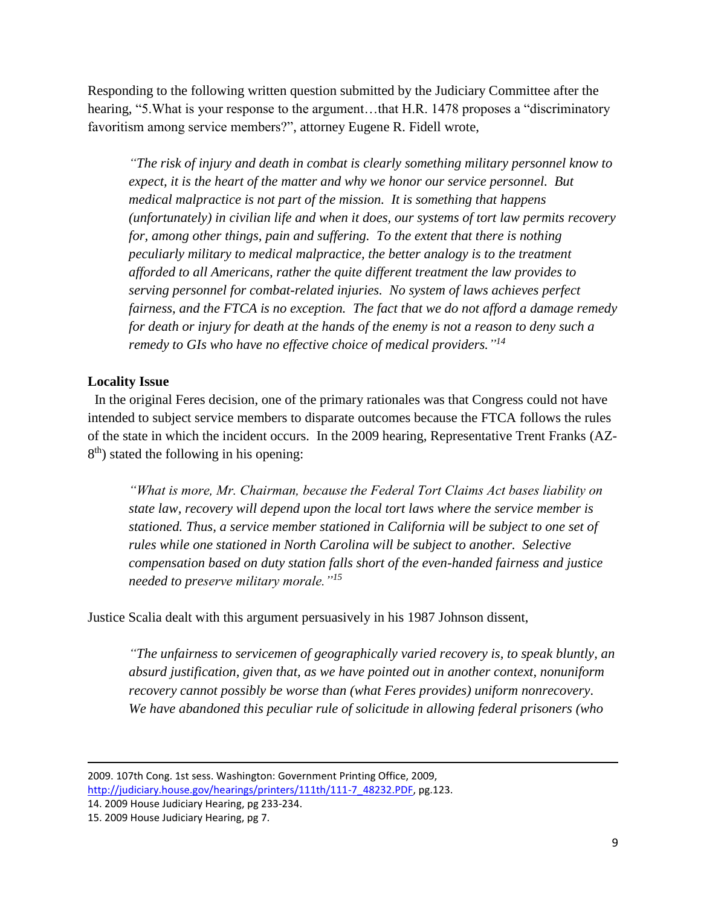Responding to the following written question submitted by the Judiciary Committee after the hearing, "5.What is your response to the argument…that H.R. 1478 proposes a "discriminatory favoritism among service members?", attorney Eugene R. Fidell wrote,

> *"The risk of injury and death in combat is clearly something military personnel know to expect, it is the heart of the matter and why we honor our service personnel. But medical malpractice is not part of the mission. It is something that happens (unfortunately) in civilian life and when it does, our systems of tort law permits recovery for, among other things, pain and suffering. To the extent that there is nothing peculiarly military to medical malpractice, the better analogy is to the treatment afforded to all Americans, rather the quite different treatment the law provides to serving personnel for combat-related injuries. No system of laws achieves perfect fairness, and the FTCA is no exception. The fact that we do not afford a damage remedy for death or injury for death at the hands of the enemy is not a reason to deny such a remedy to GIs who have no effective choice of medical providers."*[14]

**Locality Issue**

In the original Feres decision, one of the primary rationales was that Congress could not have intended to subject service members to disparate outcomes because the FTCA follows the rules of the state in which the incident occurs. In the 2009 hearing, Representative Trent Franks (AZ-8th) stated the following in his opening:

> *"What is more, Mr. Chairman, because the Federal Tort Claims Act bases liability on state law, recovery will depend upon the local tort laws where the service member is stationed. Thus, a service member stationed in California will be subject to one set of rules while one stationed in North Carolina will be subject to another. Selective compensation based on duty station falls short of the even-handed fairness and justice needed to preserve military morale."*[15]

Justice Scalia dealt with this argument persuasively in his 1987 Johnson dissent,

> *"The unfairness to servicemen of geographically varied recovery is, to speak bluntly, an absurd justification, given that, as we have pointed out in another context, nonuniform recovery cannot possibly be worse than (what Feres provides) uniform nonrecovery. We have abandoned this peculiar rule of solicitude in allowing federal prisoners (who*

---

2009. 107th Cong. 1st sess. Washington: Government Printing Office, 2009, http://judiciary.house.gov/hearings/printers/111th/111-7_48232.PDF, pg.123.

14. 2009 House Judiciary Hearing, pg 233-234.

15. 2009 House Judiciary Hearing, pg 7.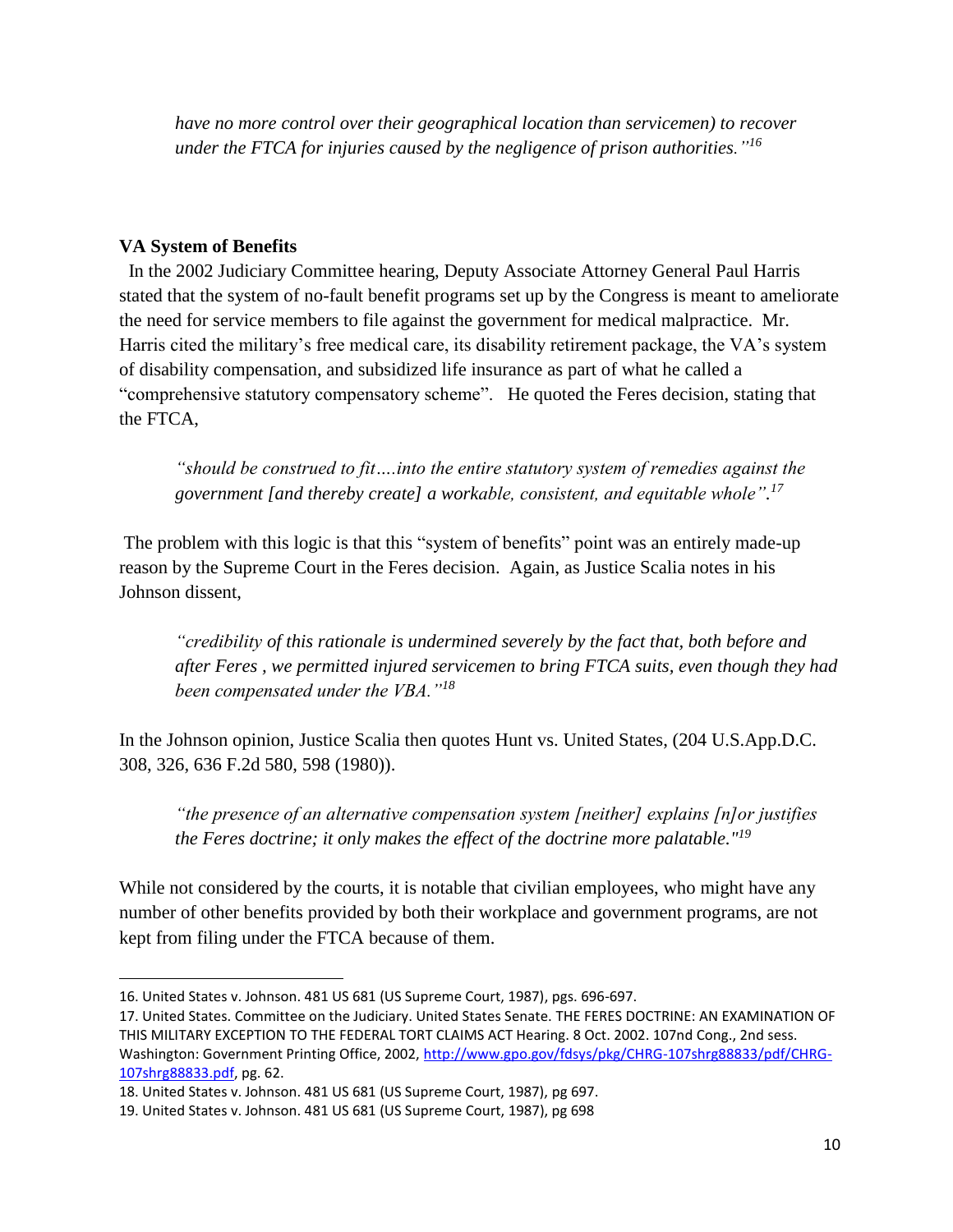*have no more control over their geographical location than servicemen) to recover under the FTCA for injuries caused by the negligence of prison authorities."*[16]

**VA System of Benefits**

In the 2002 Judiciary Committee hearing, Deputy Associate Attorney General Paul Harris stated that the system of no-fault benefit programs set up by the Congress is meant to ameliorate the need for service members to file against the government for medical malpractice. Mr. Harris cited the military's free medical care, its disability retirement package, the VA's system of disability compensation, and subsidized life insurance as part of what he called a "comprehensive statutory compensatory scheme". He quoted the Feres decision, stating that the FTCA,

> *"should be construed to fit….into the entire statutory system of remedies against the government [and thereby create] a workable, consistent, and equitable whole".*[17]

The problem with this logic is that this "system of benefits" point was an entirely made-up reason by the Supreme Court in the Feres decision. Again, as Justice Scalia notes in his Johnson dissent,

> *"credibility of this rationale is undermined severely by the fact that, both before and after Feres , we permitted injured servicemen to bring FTCA suits, even though they had been compensated under the VBA."*[18]

In the Johnson opinion, Justice Scalia then quotes Hunt vs. United States, (204 U.S.App.D.C. 308, 326, 636 F.2d 580, 598 (1980)).

> *"the presence of an alternative compensation system [neither] explains [n]or justifies the Feres doctrine; it only makes the effect of the doctrine more palatable."*[19]

While not considered by the courts, it is notable that civilian employees, who might have any number of other benefits provided by both their workplace and government programs, are not kept from filing under the FTCA because of them.

---

16. United States v. Johnson. 481 US 681 (US Supreme Court, 1987), pgs. 696-697.

17. United States. Committee on the Judiciary. United States Senate. THE FERES DOCTRINE: AN EXAMINATION OF THIS MILITARY EXCEPTION TO THE FEDERAL TORT CLAIMS ACT Hearing. 8 Oct. 2002. 107nd Cong., 2nd sess. Washington: Government Printing Office, 2002, http://www.gpo.gov/fdsys/pkg/CHRG-107shrg88833/pdf/CHRG-107shrg88833.pdf, pg. 62.

18. United States v. Johnson. 481 US 681 (US Supreme Court, 1987), pg 697.

19. United States v. Johnson. 481 US 681 (US Supreme Court, 1987), pg 698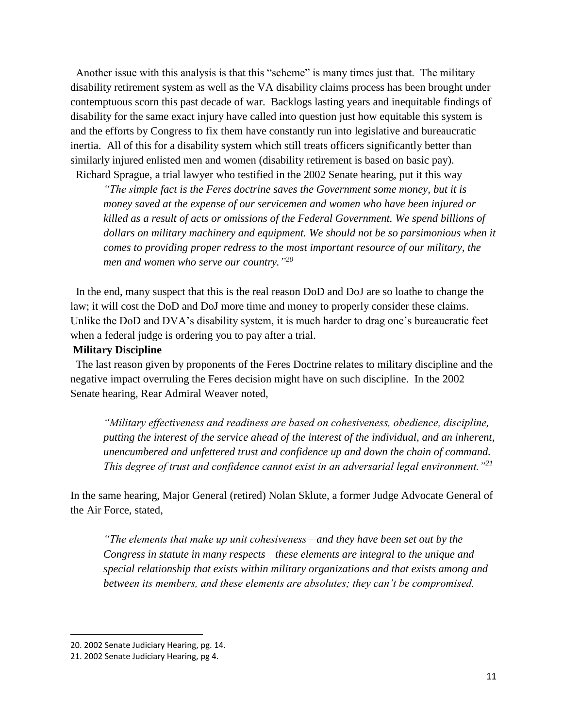Another issue with this analysis is that this "scheme" is many times just that. The military disability retirement system as well as the VA disability claims process has been brought under contemptuous scorn this past decade of war. Backlogs lasting years and inequitable findings of disability for the same exact injury have called into question just how equitable this system is and the efforts by Congress to fix them have constantly run into legislative and bureaucratic inertia. All of this for a disability system which still treats officers significantly better than similarly injured enlisted men and women (disability retirement is based on basic pay).

Richard Sprague, a trial lawyer who testified in the 2002 Senate hearing, put it this way

> *"The simple fact is the Feres doctrine saves the Government some money, but it is money saved at the expense of our servicemen and women who have been injured or killed as a result of acts or omissions of the Federal Government. We spend billions of dollars on military machinery and equipment. We should not be so parsimonious when it comes to providing proper redress to the most important resource of our military, the men and women who serve our country."*[20]

In the end, many suspect that this is the real reason DoD and DoJ are so loathe to change the law; it will cost the DoD and DoJ more time and money to properly consider these claims. Unlike the DoD and DVA's disability system, it is much harder to drag one's bureaucratic feet when a federal judge is ordering you to pay after a trial.

**Military Discipline**

The last reason given by proponents of the Feres Doctrine relates to military discipline and the negative impact overruling the Feres decision might have on such discipline. In the 2002 Senate hearing, Rear Admiral Weaver noted,

> *"Military effectiveness and readiness are based on cohesiveness, obedience, discipline, putting the interest of the service ahead of the interest of the individual, and an inherent, unencumbered and unfettered trust and confidence up and down the chain of command. This degree of trust and confidence cannot exist in an adversarial legal environment."*[21]

In the same hearing, Major General (retired) Nolan Sklute, a former Judge Advocate General of the Air Force, stated,

> *"The elements that make up unit cohesiveness—and they have been set out by the Congress in statute in many respects—these elements are integral to the unique and special relationship that exists within military organizations and that exists among and between its members, and these elements are absolutes; they can't be compromised.*

---

20. 2002 Senate Judiciary Hearing, pg. 14.

21. 2002 Senate Judiciary Hearing, pg 4.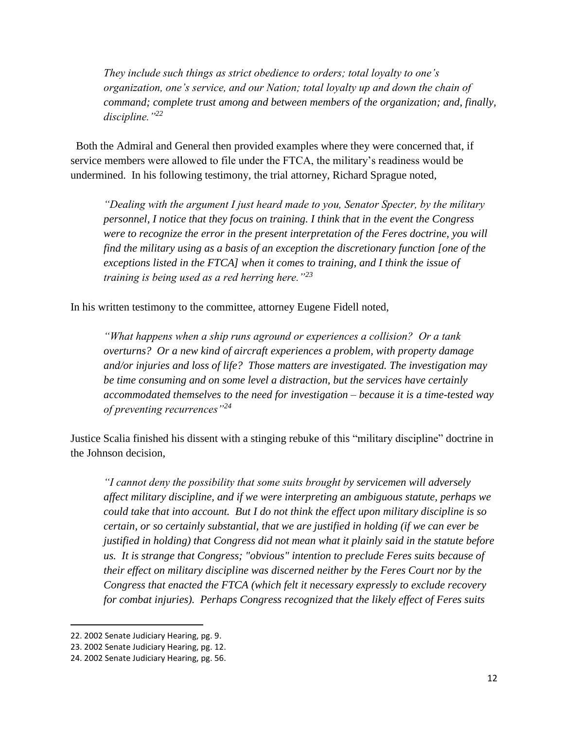*They include such things as strict obedience to orders; total loyalty to one's organization, one's service, and our Nation; total loyalty up and down the chain of command; complete trust among and between members of the organization; and, finally, discipline."*[22]

Both the Admiral and General then provided examples where they were concerned that, if service members were allowed to file under the FTCA, the military's readiness would be undermined. In his following testimony, the trial attorney, Richard Sprague noted,

*"Dealing with the argument I just heard made to you, Senator Specter, by the military personnel, I notice that they focus on training. I think that in the event the Congress were to recognize the error in the present interpretation of the Feres doctrine, you will find the military using as a basis of an exception the discretionary function [one of the exceptions listed in the FTCA] when it comes to training, and I think the issue of training is being used as a red herring here."*[23]

In his written testimony to the committee, attorney Eugene Fidell noted,

*"What happens when a ship runs aground or experiences a collision? Or a tank overturns? Or a new kind of aircraft experiences a problem, with property damage and/or injuries and loss of life? Those matters are investigated. The investigation may be time consuming and on some level a distraction, but the services have certainly accommodated themselves to the need for investigation – because it is a time-tested way of preventing recurrences"*[24]

Justice Scalia finished his dissent with a stinging rebuke of this "military discipline" doctrine in the Johnson decision,

*"I cannot deny the possibility that some suits brought by servicemen will adversely affect military discipline, and if we were interpreting an ambiguous statute, perhaps we could take that into account. But I do not think the effect upon military discipline is so certain, or so certainly substantial, that we are justified in holding (if we can ever be justified in holding) that Congress did not mean what it plainly said in the statute before us. It is strange that Congress; "obvious" intention to preclude Feres suits because of their effect on military discipline was discerned neither by the Feres Court nor by the Congress that enacted the FTCA (which felt it necessary expressly to exclude recovery for combat injuries). Perhaps Congress recognized that the likely effect of Feres suits*

---

22. 2002 Senate Judiciary Hearing, pg. 9.
23. 2002 Senate Judiciary Hearing, pg. 12.
24. 2002 Senate Judiciary Hearing, pg. 56.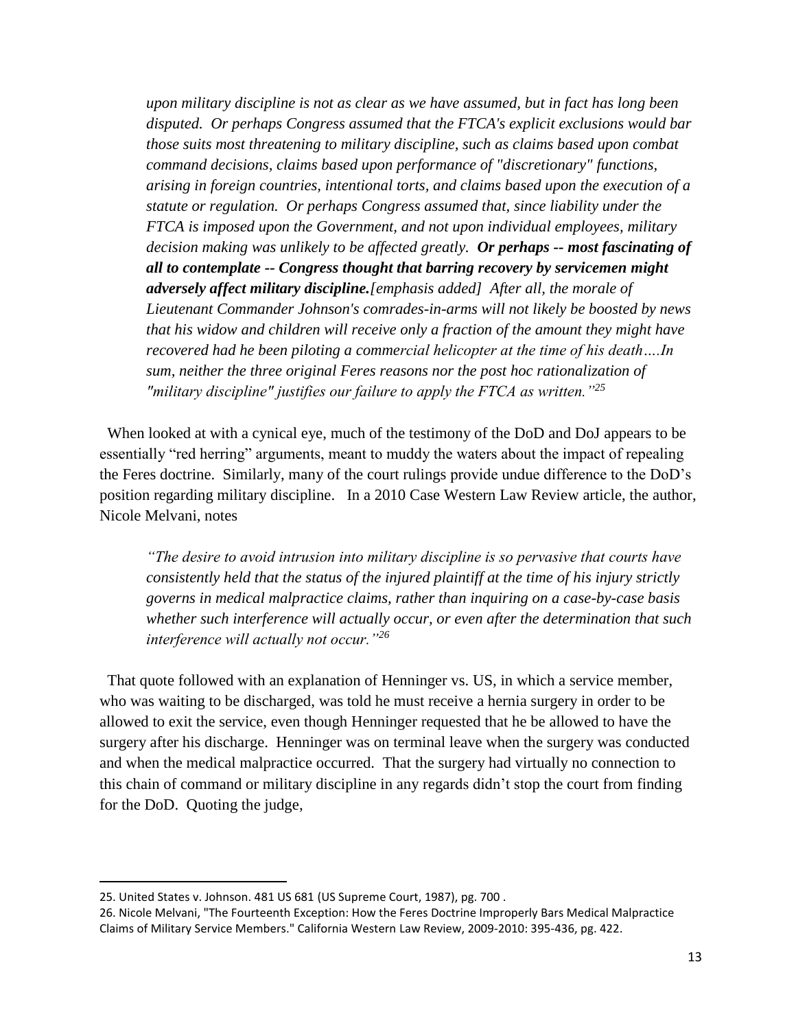*upon military discipline is not as clear as we have assumed, but in fact has long been disputed. Or perhaps Congress assumed that the FTCA's explicit exclusions would bar those suits most threatening to military discipline, such as claims based upon combat command decisions, claims based upon performance of "discretionary" functions, arising in foreign countries, intentional torts, and claims based upon the execution of a statute or regulation. Or perhaps Congress assumed that, since liability under the FTCA is imposed upon the Government, and not upon individual employees, military decision making was unlikely to be affected greatly.* ***Or perhaps -- most fascinating of all to contemplate -- Congress thought that barring recovery by servicemen might adversely affect military discipline.*** *[emphasis added] After all, the morale of Lieutenant Commander Johnson's comrades-in-arms will not likely be boosted by news that his widow and children will receive only a fraction of the amount they might have recovered had he been piloting a commercial helicopter at the time of his death….In sum, neither the three original Feres reasons nor the post hoc rationalization of "military discipline" justifies our failure to apply the FTCA as written."*[25]

When looked at with a cynical eye, much of the testimony of the DoD and DoJ appears to be essentially "red herring" arguments, meant to muddy the waters about the impact of repealing the Feres doctrine. Similarly, many of the court rulings provide undue difference to the DoD's position regarding military discipline. In a 2010 Case Western Law Review article, the author, Nicole Melvani, notes

*"The desire to avoid intrusion into military discipline is so pervasive that courts have consistently held that the status of the injured plaintiff at the time of his injury strictly governs in medical malpractice claims, rather than inquiring on a case-by-case basis whether such interference will actually occur, or even after the determination that such interference will actually not occur."*[26]

That quote followed with an explanation of Henninger vs. US, in which a service member, who was waiting to be discharged, was told he must receive a hernia surgery in order to be allowed to exit the service, even though Henninger requested that he be allowed to have the surgery after his discharge. Henninger was on terminal leave when the surgery was conducted and when the medical malpractice occurred. That the surgery had virtually no connection to this chain of command or military discipline in any regards didn't stop the court from finding for the DoD. Quoting the judge,

---

25. United States v. Johnson. 481 US 681 (US Supreme Court, 1987), pg. 700 .

26. Nicole Melvani, "The Fourteenth Exception: How the Feres Doctrine Improperly Bars Medical Malpractice Claims of Military Service Members." California Western Law Review, 2009-2010: 395-436, pg. 422.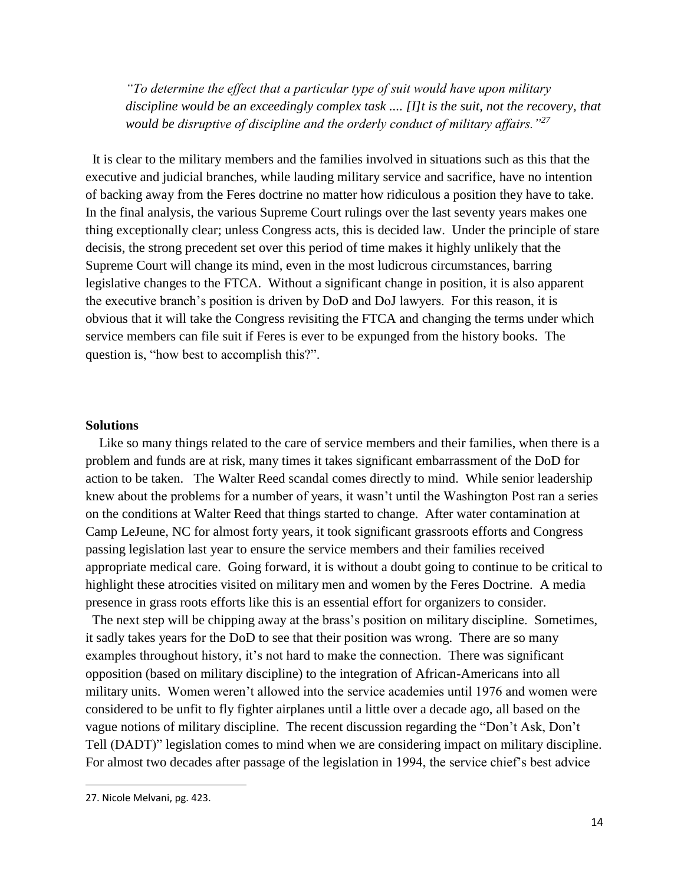*"To determine the effect that a particular type of suit would have upon military discipline would be an exceedingly complex task .... [I]t is the suit, not the recovery, that would be disruptive of discipline and the orderly conduct of military affairs."*[27]

It is clear to the military members and the families involved in situations such as this that the executive and judicial branches, while lauding military service and sacrifice, have no intention of backing away from the Feres doctrine no matter how ridiculous a position they have to take. In the final analysis, the various Supreme Court rulings over the last seventy years makes one thing exceptionally clear; unless Congress acts, this is decided law. Under the principle of stare decisis, the strong precedent set over this period of time makes it highly unlikely that the Supreme Court will change its mind, even in the most ludicrous circumstances, barring legislative changes to the FTCA. Without a significant change in position, it is also apparent the executive branch's position is driven by DoD and DoJ lawyers. For this reason, it is obvious that it will take the Congress revisiting the FTCA and changing the terms under which service members can file suit if Feres is ever to be expunged from the history books. The question is, "how best to accomplish this?".

**Solutions**

Like so many things related to the care of service members and their families, when there is a problem and funds are at risk, many times it takes significant embarrassment of the DoD for action to be taken. The Walter Reed scandal comes directly to mind. While senior leadership knew about the problems for a number of years, it wasn't until the Washington Post ran a series on the conditions at Walter Reed that things started to change. After water contamination at Camp LeJeune, NC for almost forty years, it took significant grassroots efforts and Congress passing legislation last year to ensure the service members and their families received appropriate medical care. Going forward, it is without a doubt going to continue to be critical to highlight these atrocities visited on military men and women by the Feres Doctrine. A media presence in grass roots efforts like this is an essential effort for organizers to consider.

The next step will be chipping away at the brass's position on military discipline. Sometimes, it sadly takes years for the DoD to see that their position was wrong. There are so many examples throughout history, it's not hard to make the connection. There was significant opposition (based on military discipline) to the integration of African-Americans into all military units. Women weren't allowed into the service academies until 1976 and women were considered to be unfit to fly fighter airplanes until a little over a decade ago, all based on the vague notions of military discipline. The recent discussion regarding the "Don't Ask, Don't Tell (DADT)" legislation comes to mind when we are considering impact on military discipline. For almost two decades after passage of the legislation in 1994, the service chief's best advice

27. Nicole Melvani, pg. 423.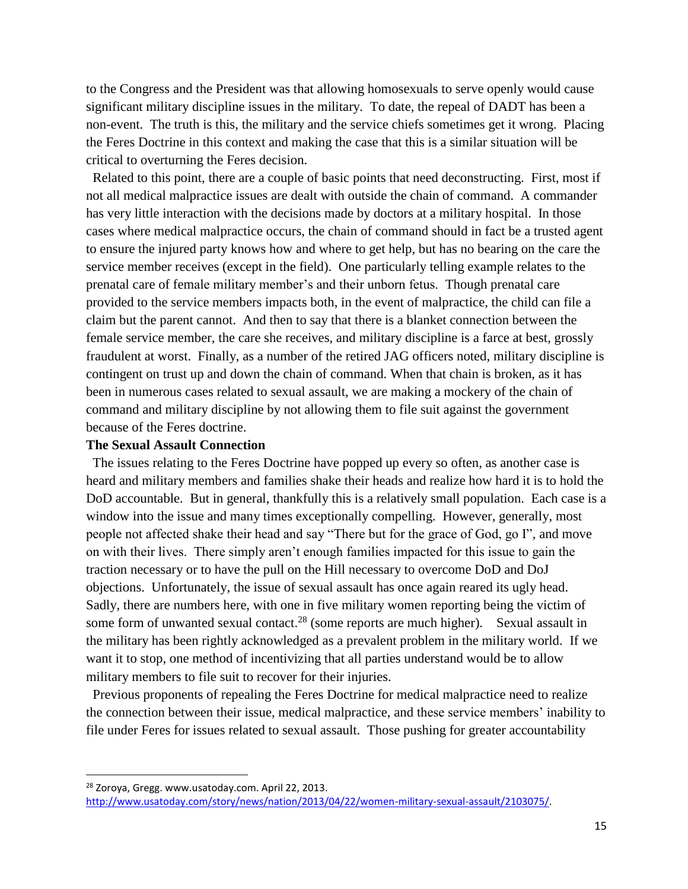to the Congress and the President was that allowing homosexuals to serve openly would cause significant military discipline issues in the military. To date, the repeal of DADT has been a non-event. The truth is this, the military and the service chiefs sometimes get it wrong. Placing the Feres Doctrine in this context and making the case that this is a similar situation will be critical to overturning the Feres decision.

Related to this point, there are a couple of basic points that need deconstructing. First, most if not all medical malpractice issues are dealt with outside the chain of command. A commander has very little interaction with the decisions made by doctors at a military hospital. In those cases where medical malpractice occurs, the chain of command should in fact be a trusted agent to ensure the injured party knows how and where to get help, but has no bearing on the care the service member receives (except in the field). One particularly telling example relates to the prenatal care of female military member's and their unborn fetus. Though prenatal care provided to the service members impacts both, in the event of malpractice, the child can file a claim but the parent cannot. And then to say that there is a blanket connection between the female service member, the care she receives, and military discipline is a farce at best, grossly fraudulent at worst. Finally, as a number of the retired JAG officers noted, military discipline is contingent on trust up and down the chain of command. When that chain is broken, as it has been in numerous cases related to sexual assault, we are making a mockery of the chain of command and military discipline by not allowing them to file suit against the government because of the Feres doctrine.

**The Sexual Assault Connection**

The issues relating to the Feres Doctrine have popped up every so often, as another case is heard and military members and families shake their heads and realize how hard it is to hold the DoD accountable. But in general, thankfully this is a relatively small population. Each case is a window into the issue and many times exceptionally compelling. However, generally, most people not affected shake their head and say "There but for the grace of God, go I", and move on with their lives. There simply aren't enough families impacted for this issue to gain the traction necessary or to have the pull on the Hill necessary to overcome DoD and DoJ objections. Unfortunately, the issue of sexual assault has once again reared its ugly head. Sadly, there are numbers here, with one in five military women reporting being the victim of some form of unwanted sexual contact.[28] (some reports are much higher). Sexual assault in the military has been rightly acknowledged as a prevalent problem in the military world. If we want it to stop, one method of incentivizing that all parties understand would be to allow military members to file suit to recover for their injuries.

Previous proponents of repealing the Feres Doctrine for medical malpractice need to realize the connection between their issue, medical malpractice, and these service members' inability to file under Feres for issues related to sexual assault. Those pushing for greater accountability

---

[28] Zoroya, Gregg. www.usatoday.com. April 22, 2013. http://www.usatoday.com/story/news/nation/2013/04/22/women-military-sexual-assault/2103075/.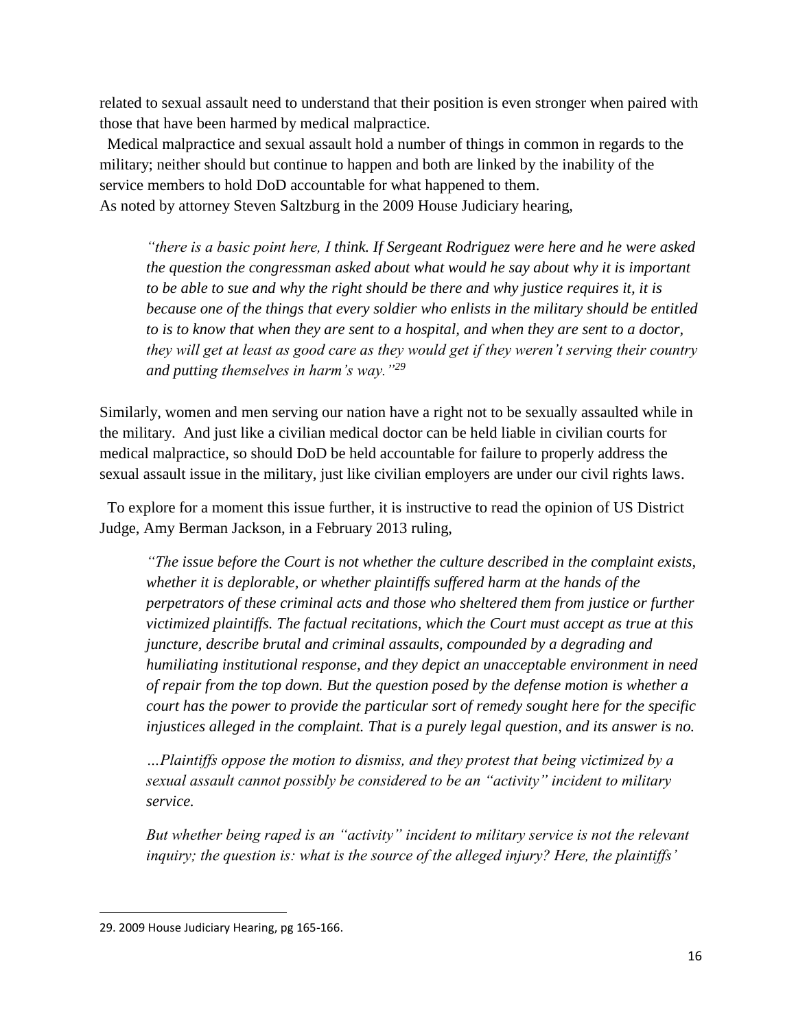related to sexual assault need to understand that their position is even stronger when paired with those that have been harmed by medical malpractice.

Medical malpractice and sexual assault hold a number of things in common in regards to the military; neither should but continue to happen and both are linked by the inability of the service members to hold DoD accountable for what happened to them.
As noted by attorney Steven Saltzburg in the 2009 House Judiciary hearing,

> *"there is a basic point here, I think. If Sergeant Rodriguez were here and he were asked the question the congressman asked about what would he say about why it is important to be able to sue and why the right should be there and why justice requires it, it is because one of the things that every soldier who enlists in the military should be entitled to is to know that when they are sent to a hospital, and when they are sent to a doctor, they will get at least as good care as they would get if they weren't serving their country and putting themselves in harm's way."*[29]

Similarly, women and men serving our nation have a right not to be sexually assaulted while in the military. And just like a civilian medical doctor can be held liable in civilian courts for medical malpractice, so should DoD be held accountable for failure to properly address the sexual assault issue in the military, just like civilian employers are under our civil rights laws.

To explore for a moment this issue further, it is instructive to read the opinion of US District Judge, Amy Berman Jackson, in a February 2013 ruling,

> *"The issue before the Court is not whether the culture described in the complaint exists, whether it is deplorable, or whether plaintiffs suffered harm at the hands of the perpetrators of these criminal acts and those who sheltered them from justice or further victimized plaintiffs. The factual recitations, which the Court must accept as true at this juncture, describe brutal and criminal assaults, compounded by a degrading and humiliating institutional response, and they depict an unacceptable environment in need of repair from the top down. But the question posed by the defense motion is whether a court has the power to provide the particular sort of remedy sought here for the specific injustices alleged in the complaint. That is a purely legal question, and its answer is no.*
>
> *…Plaintiffs oppose the motion to dismiss, and they protest that being victimized by a sexual assault cannot possibly be considered to be an "activity" incident to military service.*
>
> *But whether being raped is an "activity" incident to military service is not the relevant inquiry; the question is: what is the source of the alleged injury? Here, the plaintiffs'*

---

29. 2009 House Judiciary Hearing, pg 165-166.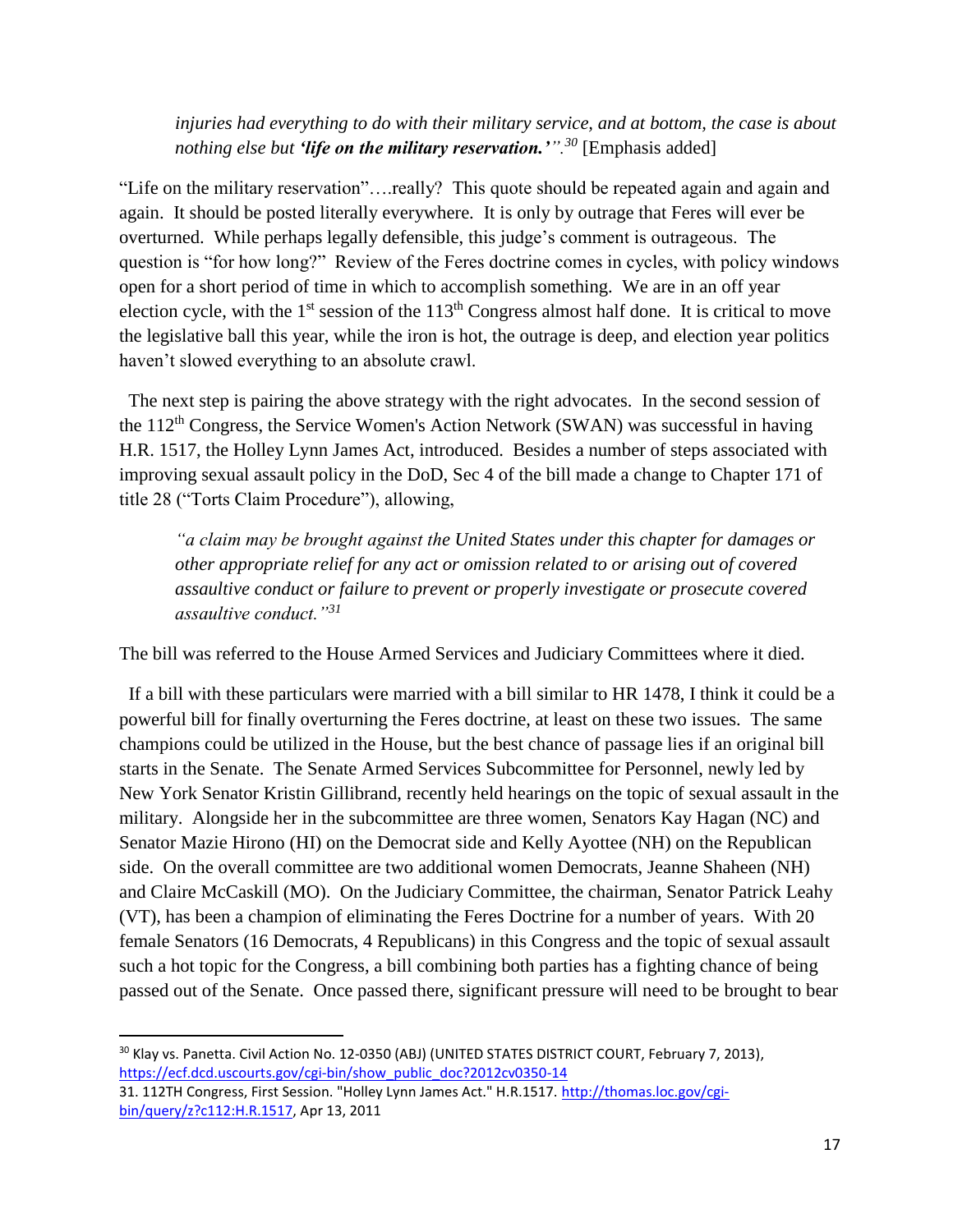*injuries had everything to do with their military service, and at bottom, the case is about nothing else but **'life on the military reservation.'**".*[30] [Emphasis added]

"Life on the military reservation"….really? This quote should be repeated again and again and again. It should be posted literally everywhere. It is only by outrage that Feres will ever be overturned. While perhaps legally defensible, this judge's comment is outrageous. The question is "for how long?" Review of the Feres doctrine comes in cycles, with policy windows open for a short period of time in which to accomplish something. We are in an off year election cycle, with the 1st session of the 113th Congress almost half done. It is critical to move the legislative ball this year, while the iron is hot, the outrage is deep, and election year politics haven't slowed everything to an absolute crawl.

The next step is pairing the above strategy with the right advocates. In the second session of the 112th Congress, the Service Women's Action Network (SWAN) was successful in having H.R. 1517, the Holley Lynn James Act, introduced. Besides a number of steps associated with improving sexual assault policy in the DoD, Sec 4 of the bill made a change to Chapter 171 of title 28 ("Torts Claim Procedure"), allowing,

*"a claim may be brought against the United States under this chapter for damages or other appropriate relief for any act or omission related to or arising out of covered assaultive conduct or failure to prevent or properly investigate or prosecute covered assaultive conduct."*[31]

The bill was referred to the House Armed Services and Judiciary Committees where it died.

If a bill with these particulars were married with a bill similar to HR 1478, I think it could be a powerful bill for finally overturning the Feres doctrine, at least on these two issues. The same champions could be utilized in the House, but the best chance of passage lies if an original bill starts in the Senate. The Senate Armed Services Subcommittee for Personnel, newly led by New York Senator Kristin Gillibrand, recently held hearings on the topic of sexual assault in the military. Alongside her in the subcommittee are three women, Senators Kay Hagan (NC) and Senator Mazie Hirono (HI) on the Democrat side and Kelly Ayottee (NH) on the Republican side. On the overall committee are two additional women Democrats, Jeanne Shaheen (NH) and Claire McCaskill (MO). On the Judiciary Committee, the chairman, Senator Patrick Leahy (VT), has been a champion of eliminating the Feres Doctrine for a number of years. With 20 female Senators (16 Democrats, 4 Republicans) in this Congress and the topic of sexual assault such a hot topic for the Congress, a bill combining both parties has a fighting chance of being passed out of the Senate. Once passed there, significant pressure will need to be brought to bear

---

[30] Klay vs. Panetta. Civil Action No. 12-0350 (ABJ) (UNITED STATES DISTRICT COURT, February 7, 2013), https://ecf.dcd.uscourts.gov/cgi-bin/show_public_doc?2012cv0350-14

31. 112TH Congress, First Session. "Holley Lynn James Act." H.R.1517. http://thomas.loc.gov/cgi-bin/query/z?c112:H.R.1517, Apr 13, 2011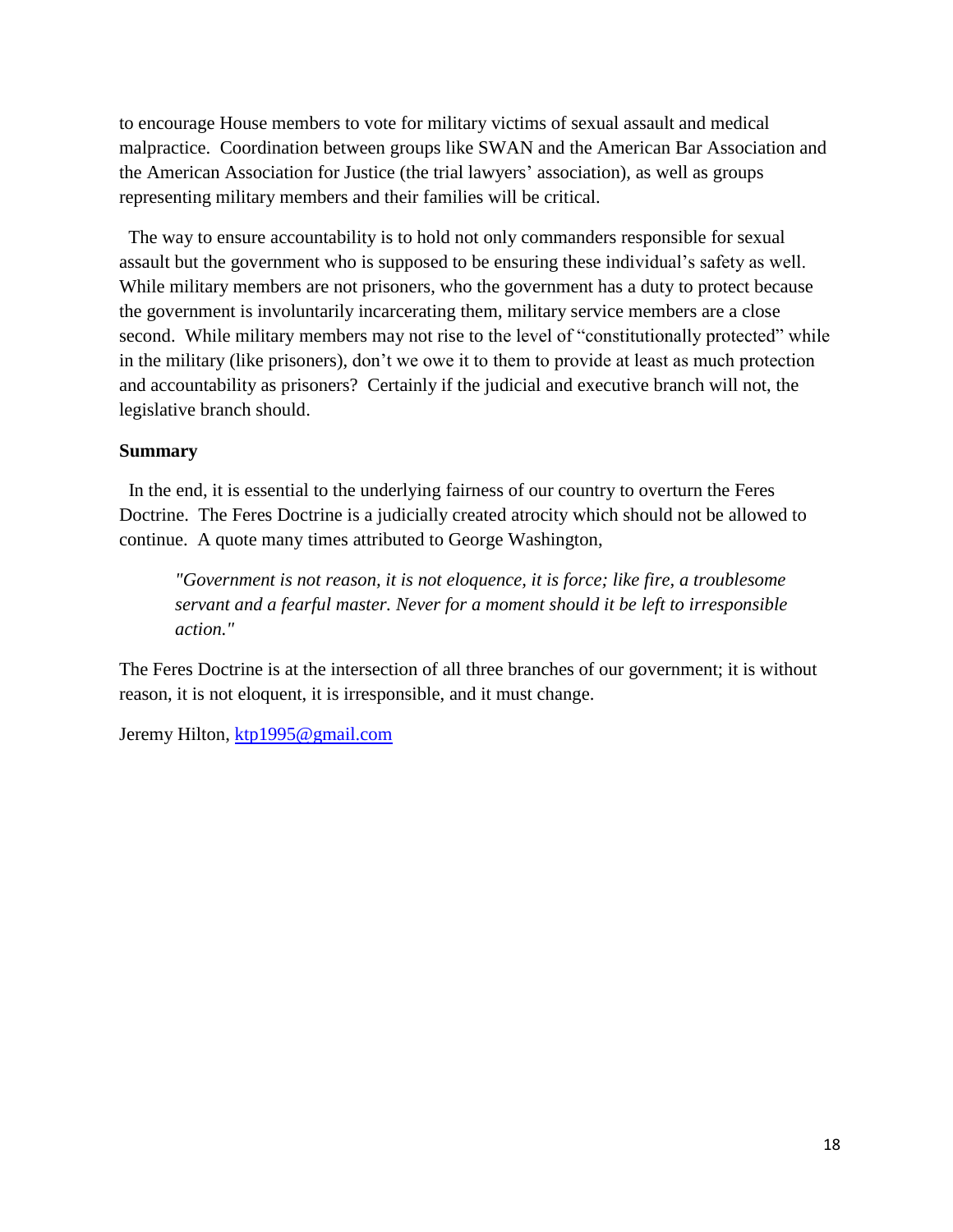to encourage House members to vote for military victims of sexual assault and medical malpractice. Coordination between groups like SWAN and the American Bar Association and the American Association for Justice (the trial lawyers' association), as well as groups representing military members and their families will be critical.

The way to ensure accountability is to hold not only commanders responsible for sexual assault but the government who is supposed to be ensuring these individual's safety as well. While military members are not prisoners, who the government has a duty to protect because the government is involuntarily incarcerating them, military service members are a close second. While military members may not rise to the level of "constitutionally protected" while in the military (like prisoners), don't we owe it to them to provide at least as much protection and accountability as prisoners? Certainly if the judicial and executive branch will not, the legislative branch should.

**Summary**

In the end, it is essential to the underlying fairness of our country to overturn the Feres Doctrine. The Feres Doctrine is a judicially created atrocity which should not be allowed to continue. A quote many times attributed to George Washington,

> *"Government is not reason, it is not eloquence, it is force; like fire, a troublesome servant and a fearful master. Never for a moment should it be left to irresponsible action."*

The Feres Doctrine is at the intersection of all three branches of our government; it is without reason, it is not eloquent, it is irresponsible, and it must change.

Jeremy Hilton, [ktp1995@gmail.com](mailto:ktp1995@gmail.com)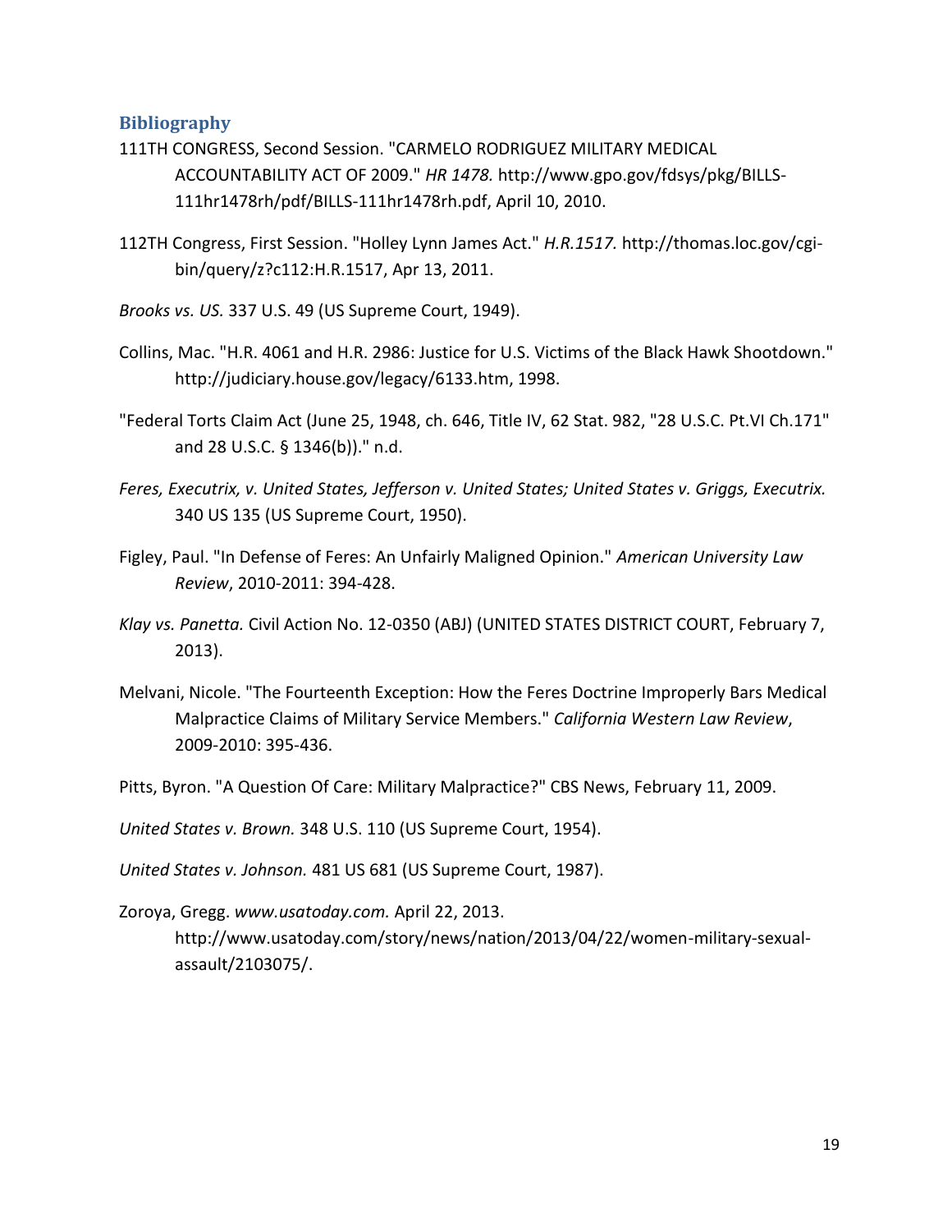## Bibliography

111TH CONGRESS, Second Session. "CARMELO RODRIGUEZ MILITARY MEDICAL ACCOUNTABILITY ACT OF 2009." *HR 1478.* http://www.gpo.gov/fdsys/pkg/BILLS-111hr1478rh/pdf/BILLS-111hr1478rh.pdf, April 10, 2010.

112TH Congress, First Session. "Holley Lynn James Act." *H.R.1517.* http://thomas.loc.gov/cgi-bin/query/z?c112:H.R.1517, Apr 13, 2011.

*Brooks vs. US.* 337 U.S. 49 (US Supreme Court, 1949).

Collins, Mac. "H.R. 4061 and H.R. 2986: Justice for U.S. Victims of the Black Hawk Shootdown." http://judiciary.house.gov/legacy/6133.htm, 1998.

"Federal Torts Claim Act (June 25, 1948, ch. 646, Title IV, 62 Stat. 982, "28 U.S.C. Pt.VI Ch.171" and 28 U.S.C. § 1346(b))." n.d.

*Feres, Executrix, v. United States, Jefferson v. United States; United States v. Griggs, Executrix.* 340 US 135 (US Supreme Court, 1950).

Figley, Paul. "In Defense of Feres: An Unfairly Maligned Opinion." *American University Law Review*, 2010-2011: 394-428.

*Klay vs. Panetta.* Civil Action No. 12-0350 (ABJ) (UNITED STATES DISTRICT COURT, February 7, 2013).

Melvani, Nicole. "The Fourteenth Exception: How the Feres Doctrine Improperly Bars Medical Malpractice Claims of Military Service Members." *California Western Law Review*, 2009-2010: 395-436.

Pitts, Byron. "A Question Of Care: Military Malpractice?" CBS News, February 11, 2009.

*United States v. Brown.* 348 U.S. 110 (US Supreme Court, 1954).

*United States v. Johnson.* 481 US 681 (US Supreme Court, 1987).

Zoroya, Gregg. *www.usatoday.com.* April 22, 2013. http://www.usatoday.com/story/news/nation/2013/04/22/women-military-sexual-assault/2103075/.